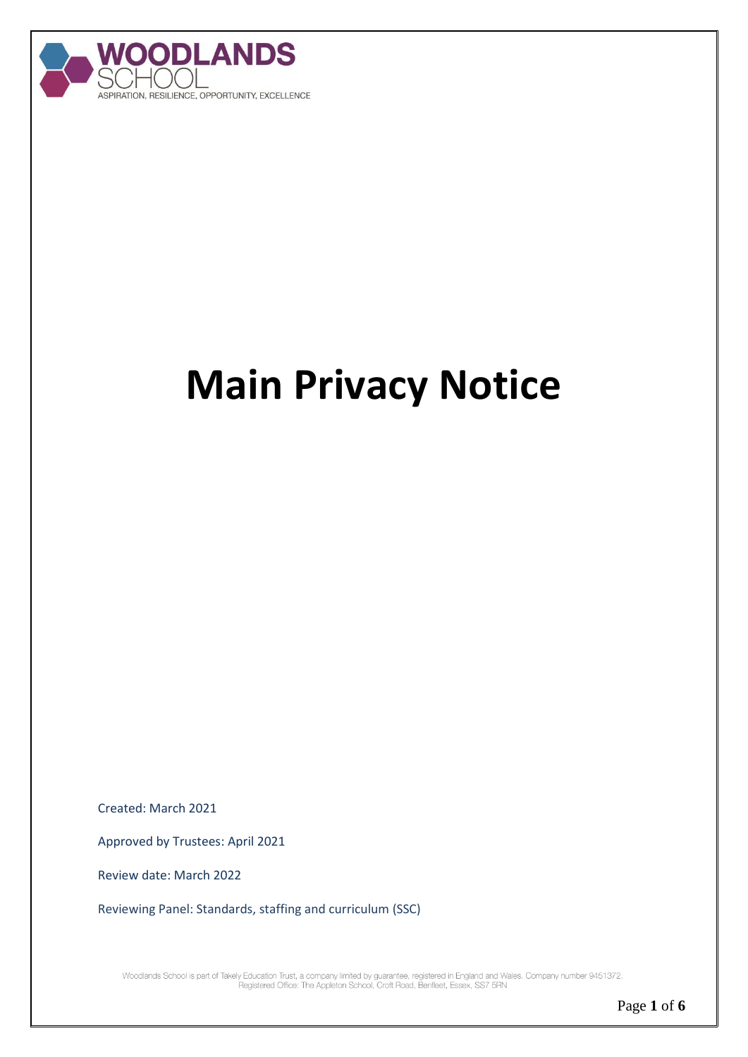WOODLANDS SCHOOL

ASPIRATION, RESILIENCE, OPPORTUNITY, EXCELLENCE

# Main Privacy Notice

Created: March 2021

Approved by Trustees: April 2021

Review date: March 2022

Reviewing Panel: Standards, staffing and curriculum (SSC)

Woodlands School is part of Takely Education Trust, a company limited by guarantee, registered in England and Wales. Company number 9451372.
Registered Office: The Appleton School, Croft Road, Benfleet, Essex, SS7 5RN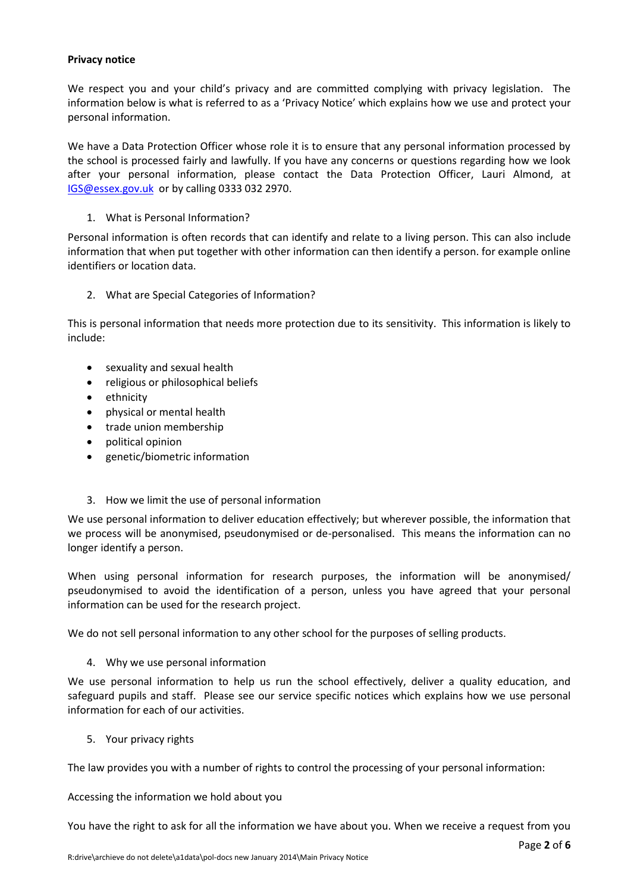**Privacy notice**

We respect you and your child's privacy and are committed complying with privacy legislation. The information below is what is referred to as a 'Privacy Notice' which explains how we use and protect your personal information.

We have a Data Protection Officer whose role it is to ensure that any personal information processed by the school is processed fairly and lawfully. If you have any concerns or questions regarding how we look after your personal information, please contact the Data Protection Officer, Lauri Almond, at IGS@essex.gov.uk or by calling 0333 032 2970.

1. What is Personal Information?

Personal information is often records that can identify and relate to a living person. This can also include information that when put together with other information can then identify a person. for example online identifiers or location data.

2. What are Special Categories of Information?

This is personal information that needs more protection due to its sensitivity. This information is likely to include:

- sexuality and sexual health
- religious or philosophical beliefs
- ethnicity
- physical or mental health
- trade union membership
- political opinion
- genetic/biometric information

3. How we limit the use of personal information

We use personal information to deliver education effectively; but wherever possible, the information that we process will be anonymised, pseudonymised or de-personalised. This means the information can no longer identify a person.

When using personal information for research purposes, the information will be anonymised/ pseudonymised to avoid the identification of a person, unless you have agreed that your personal information can be used for the research project.

We do not sell personal information to any other school for the purposes of selling products.

4. Why we use personal information

We use personal information to help us run the school effectively, deliver a quality education, and safeguard pupils and staff. Please see our service specific notices which explains how we use personal information for each of our activities.

5. Your privacy rights

The law provides you with a number of rights to control the processing of your personal information:

Accessing the information we hold about you

You have the right to ask for all the information we have about you. When we receive a request from you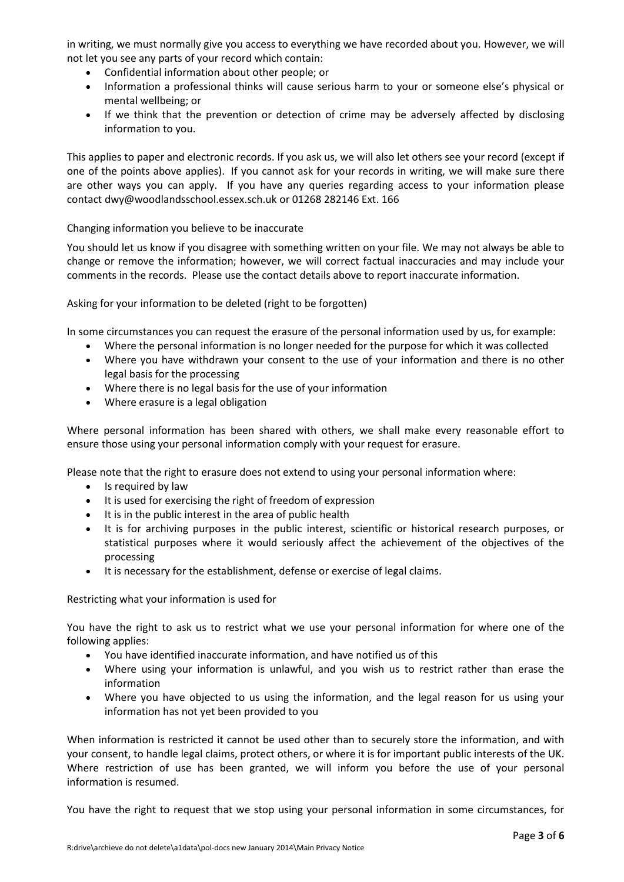in writing, we must normally give you access to everything we have recorded about you. However, we will not let you see any parts of your record which contain:

- Confidential information about other people; or
- Information a professional thinks will cause serious harm to your or someone else's physical or mental wellbeing; or
- If we think that the prevention or detection of crime may be adversely affected by disclosing information to you.

This applies to paper and electronic records. If you ask us, we will also let others see your record (except if one of the points above applies). If you cannot ask for your records in writing, we will make sure there are other ways you can apply. If you have any queries regarding access to your information please contact dwy@woodlandsschool.essex.sch.uk or 01268 282146 Ext. 166

Changing information you believe to be inaccurate

You should let us know if you disagree with something written on your file. We may not always be able to change or remove the information; however, we will correct factual inaccuracies and may include your comments in the records. Please use the contact details above to report inaccurate information.

Asking for your information to be deleted (right to be forgotten)

In some circumstances you can request the erasure of the personal information used by us, for example:

- Where the personal information is no longer needed for the purpose for which it was collected
- Where you have withdrawn your consent to the use of your information and there is no other legal basis for the processing
- Where there is no legal basis for the use of your information
- Where erasure is a legal obligation

Where personal information has been shared with others, we shall make every reasonable effort to ensure those using your personal information comply with your request for erasure.

Please note that the right to erasure does not extend to using your personal information where:

- Is required by law
- It is used for exercising the right of freedom of expression
- It is in the public interest in the area of public health
- It is for archiving purposes in the public interest, scientific or historical research purposes, or statistical purposes where it would seriously affect the achievement of the objectives of the processing
- It is necessary for the establishment, defense or exercise of legal claims.

Restricting what your information is used for

You have the right to ask us to restrict what we use your personal information for where one of the following applies:

- You have identified inaccurate information, and have notified us of this
- Where using your information is unlawful, and you wish us to restrict rather than erase the information
- Where you have objected to us using the information, and the legal reason for us using your information has not yet been provided to you

When information is restricted it cannot be used other than to securely store the information, and with your consent, to handle legal claims, protect others, or where it is for important public interests of the UK. Where restriction of use has been granted, we will inform you before the use of your personal information is resumed.

You have the right to request that we stop using your personal information in some circumstances, for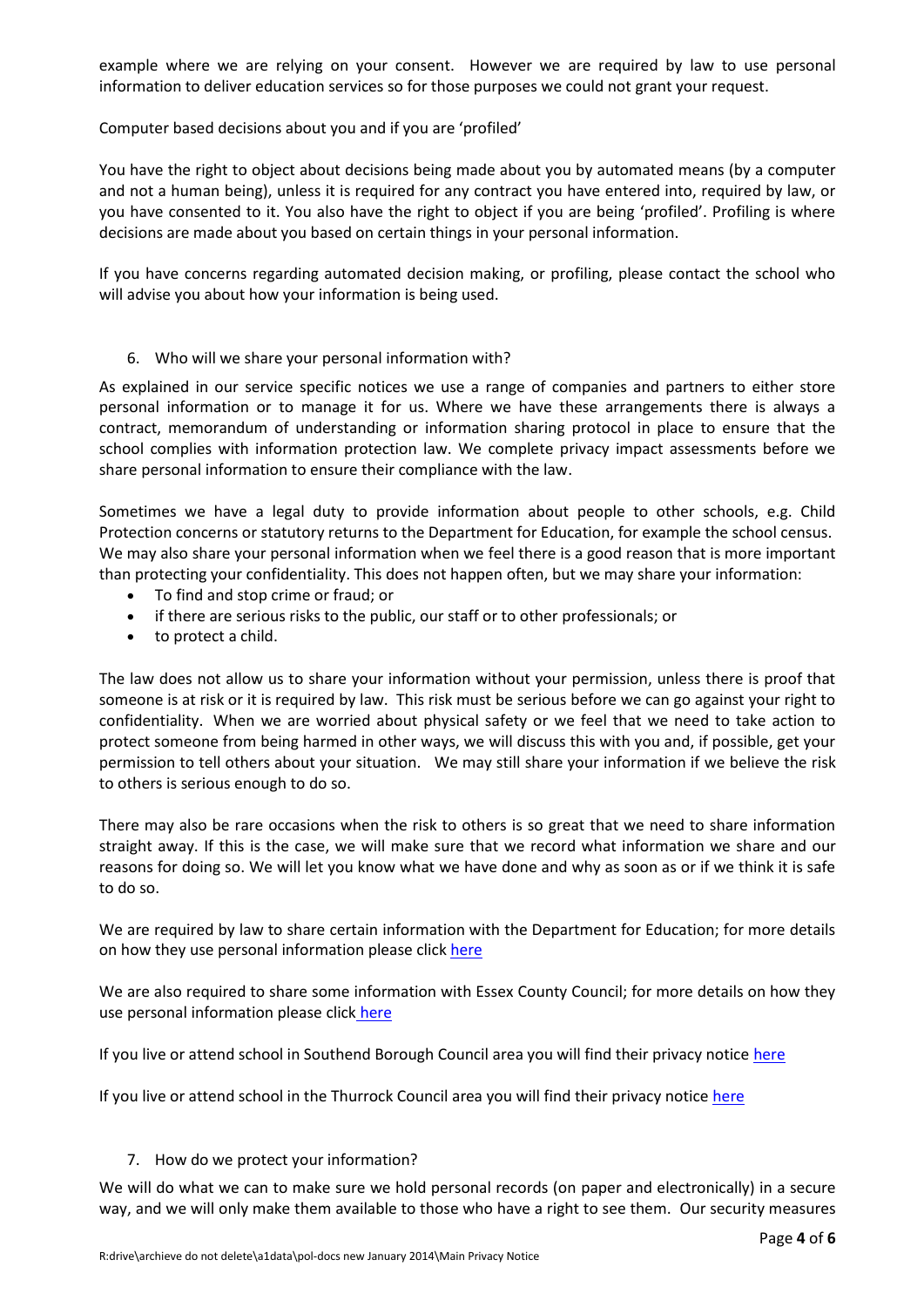example where we are relying on your consent. However we are required by law to use personal information to deliver education services so for those purposes we could not grant your request.

Computer based decisions about you and if you are 'profiled'

You have the right to object about decisions being made about you by automated means (by a computer and not a human being), unless it is required for any contract you have entered into, required by law, or you have consented to it. You also have the right to object if you are being 'profiled'. Profiling is where decisions are made about you based on certain things in your personal information.

If you have concerns regarding automated decision making, or profiling, please contact the school who will advise you about how your information is being used.

## 6. Who will we share your personal information with?

As explained in our service specific notices we use a range of companies and partners to either store personal information or to manage it for us. Where we have these arrangements there is always a contract, memorandum of understanding or information sharing protocol in place to ensure that the school complies with information protection law. We complete privacy impact assessments before we share personal information to ensure their compliance with the law.

Sometimes we have a legal duty to provide information about people to other schools, e.g. Child Protection concerns or statutory returns to the Department for Education, for example the school census. We may also share your personal information when we feel there is a good reason that is more important than protecting your confidentiality. This does not happen often, but we may share your information:

- To find and stop crime or fraud; or
- if there are serious risks to the public, our staff or to other professionals; or
- to protect a child.

The law does not allow us to share your information without your permission, unless there is proof that someone is at risk or it is required by law. This risk must be serious before we can go against your right to confidentiality. When we are worried about physical safety or we feel that we need to take action to protect someone from being harmed in other ways, we will discuss this with you and, if possible, get your permission to tell others about your situation. We may still share your information if we believe the risk to others is serious enough to do so.

There may also be rare occasions when the risk to others is so great that we need to share information straight away. If this is the case, we will make sure that we record what information we share and our reasons for doing so. We will let you know what we have done and why as soon as or if we think it is safe to do so.

We are required by law to share certain information with the Department for Education; for more details on how they use personal information please click here

We are also required to share some information with Essex County Council; for more details on how they use personal information please click here

If you live or attend school in Southend Borough Council area you will find their privacy notice here

If you live or attend school in the Thurrock Council area you will find their privacy notice here

## 7. How do we protect your information?

We will do what we can to make sure we hold personal records (on paper and electronically) in a secure way, and we will only make them available to those who have a right to see them. Our security measures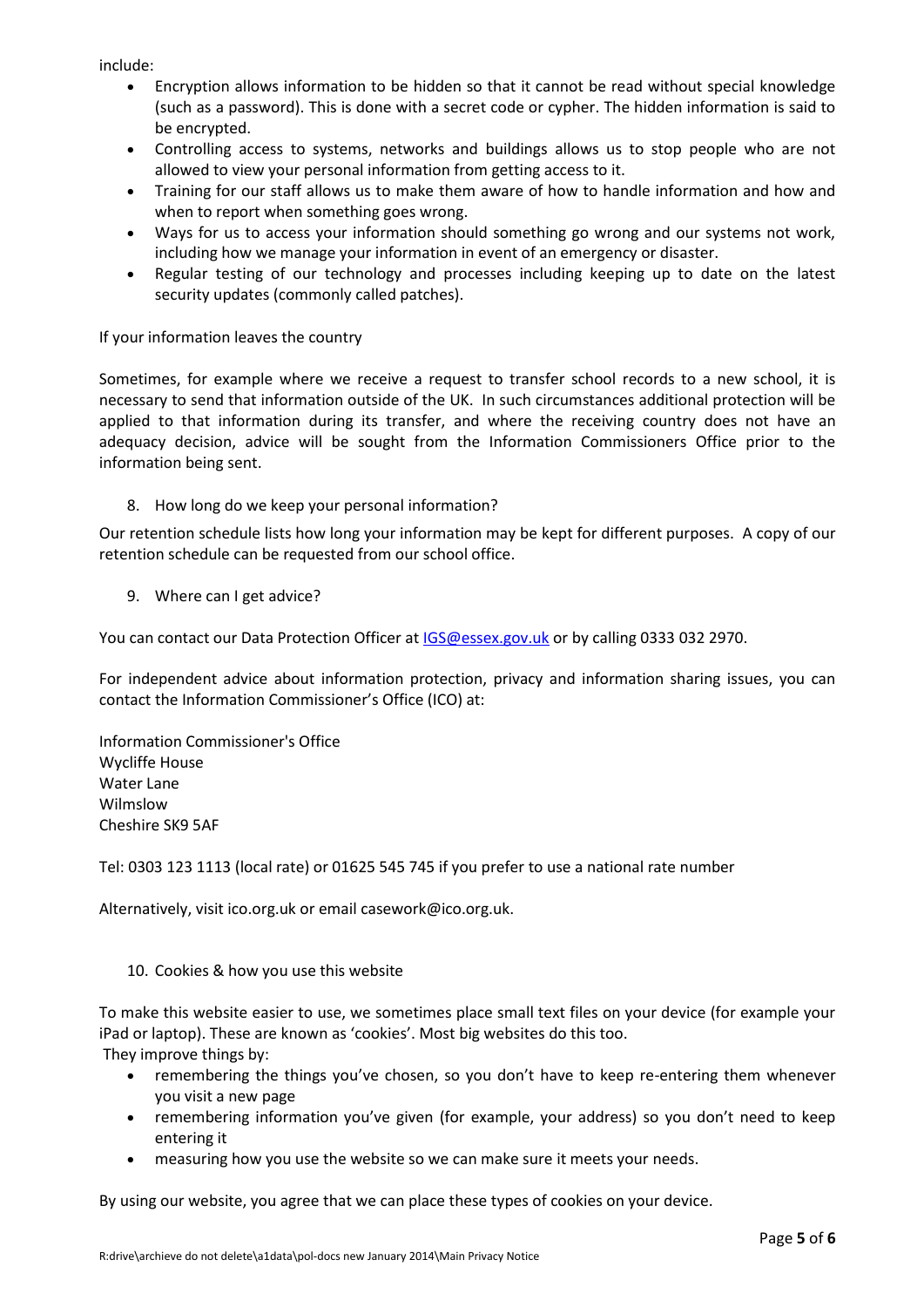include:

- Encryption allows information to be hidden so that it cannot be read without special knowledge (such as a password). This is done with a secret code or cypher. The hidden information is said to be encrypted.
- Controlling access to systems, networks and buildings allows us to stop people who are not allowed to view your personal information from getting access to it.
- Training for our staff allows us to make them aware of how to handle information and how and when to report when something goes wrong.
- Ways for us to access your information should something go wrong and our systems not work, including how we manage your information in event of an emergency or disaster.
- Regular testing of our technology and processes including keeping up to date on the latest security updates (commonly called patches).

If your information leaves the country

Sometimes, for example where we receive a request to transfer school records to a new school, it is necessary to send that information outside of the UK. In such circumstances additional protection will be applied to that information during its transfer, and where the receiving country does not have an adequacy decision, advice will be sought from the Information Commissioners Office prior to the information being sent.

8. How long do we keep your personal information?

Our retention schedule lists how long your information may be kept for different purposes. A copy of our retention schedule can be requested from our school office.

9. Where can I get advice?

You can contact our Data Protection Officer at IGS@essex.gov.uk or by calling 0333 032 2970.

For independent advice about information protection, privacy and information sharing issues, you can contact the Information Commissioner's Office (ICO) at:

Information Commissioner's Office
Wycliffe House
Water Lane
Wilmslow
Cheshire SK9 5AF

Tel: 0303 123 1113 (local rate) or 01625 545 745 if you prefer to use a national rate number

Alternatively, visit ico.org.uk or email casework@ico.org.uk.

10. Cookies & how you use this website

To make this website easier to use, we sometimes place small text files on your device (for example your iPad or laptop). These are known as 'cookies'. Most big websites do this too.
They improve things by:

- remembering the things you've chosen, so you don't have to keep re-entering them whenever you visit a new page
- remembering information you've given (for example, your address) so you don't need to keep entering it
- measuring how you use the website so we can make sure it meets your needs.

By using our website, you agree that we can place these types of cookies on your device.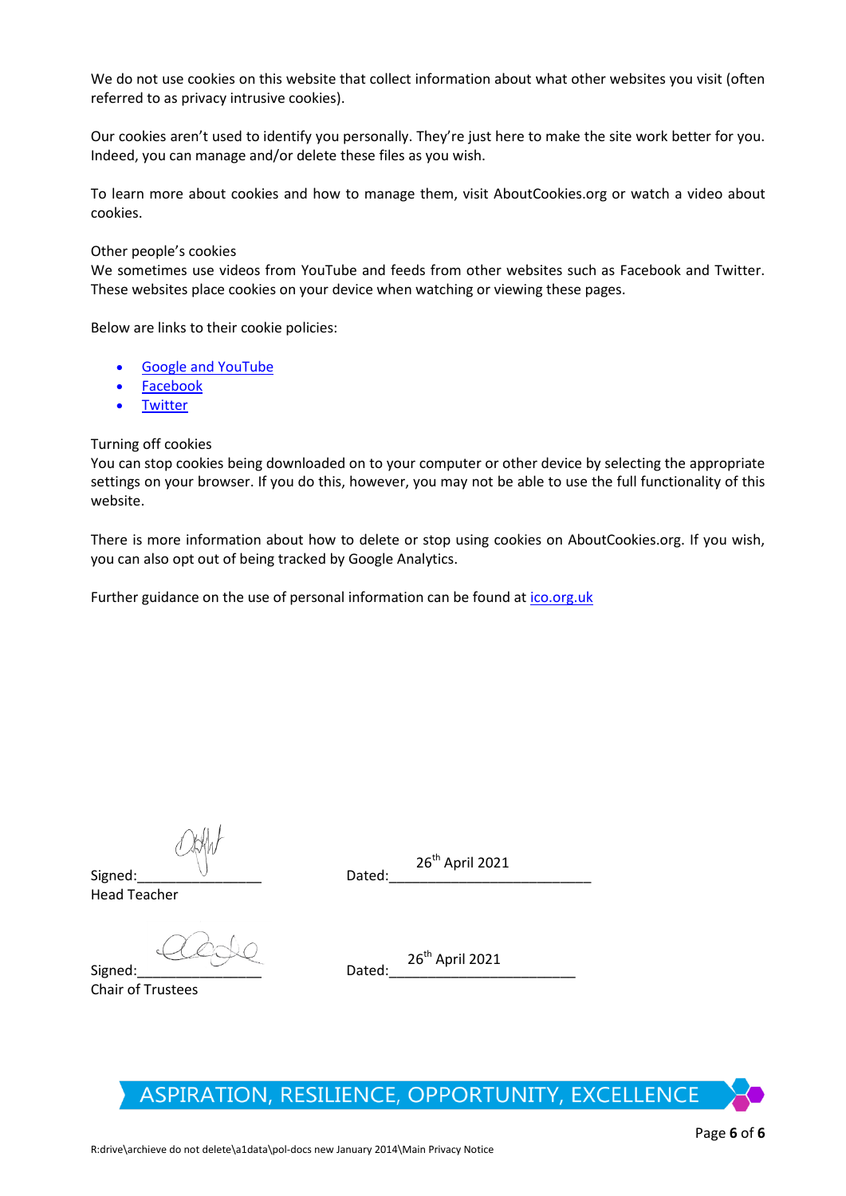We do not use cookies on this website that collect information about what other websites you visit (often referred to as privacy intrusive cookies).

Our cookies aren't used to identify you personally. They're just here to make the site work better for you. Indeed, you can manage and/or delete these files as you wish.

To learn more about cookies and how to manage them, visit AboutCookies.org or watch a video about cookies.

Other people's cookies

We sometimes use videos from YouTube and feeds from other websites such as Facebook and Twitter. These websites place cookies on your device when watching or viewing these pages.

Below are links to their cookie policies:

- Google and YouTube
- Facebook
- Twitter

Turning off cookies

You can stop cookies being downloaded on to your computer or other device by selecting the appropriate settings on your browser. If you do this, however, you may not be able to use the full functionality of this website.

There is more information about how to delete or stop using cookies on AboutCookies.org. If you wish, you can also opt out of being tracked by Google Analytics.

Further guidance on the use of personal information can be found at ico.org.uk

Signed:________________ Dated: 26th April 2021

Head Teacher

Signed:________________ Dated: 26th April 2021

Chair of Trustees

ASPIRATION, RESILIENCE, OPPORTUNITY, EXCELLENCE

R:drive\archieve do not delete\a1data\pol-docs new January 2014\Main Privacy Notice